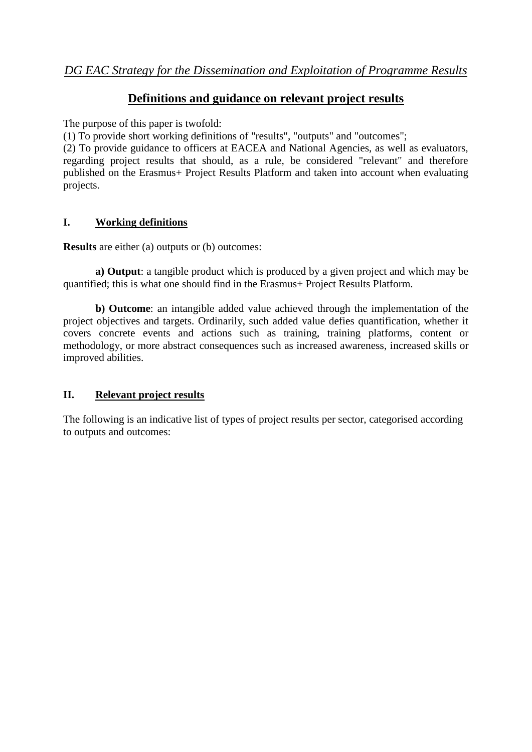*DG EAC Strategy for the Dissemination and Exploitation of Programme Results*

# Definitions and guidance on relevant project results

The purpose of this paper is twofold:

(1) To provide short working definitions of "results", "outputs" and "outcomes";

(2) To provide guidance to officers at EACEA and National Agencies, as well as evaluators, regarding project results that should, as a rule, be considered "relevant" and therefore published on the Erasmus+ Project Results Platform and taken into account when evaluating projects.

## I. Working definitions

**Results** are either (a) outputs or (b) outcomes:

**a) Output**: a tangible product which is produced by a given project and which may be quantified; this is what one should find in the Erasmus+ Project Results Platform.

**b) Outcome**: an intangible added value achieved through the implementation of the project objectives and targets. Ordinarily, such added value defies quantification, whether it covers concrete events and actions such as training, training platforms, content or methodology, or more abstract consequences such as increased awareness, increased skills or improved abilities.

## II. Relevant project results

The following is an indicative list of types of project results per sector, categorised according to outputs and outcomes: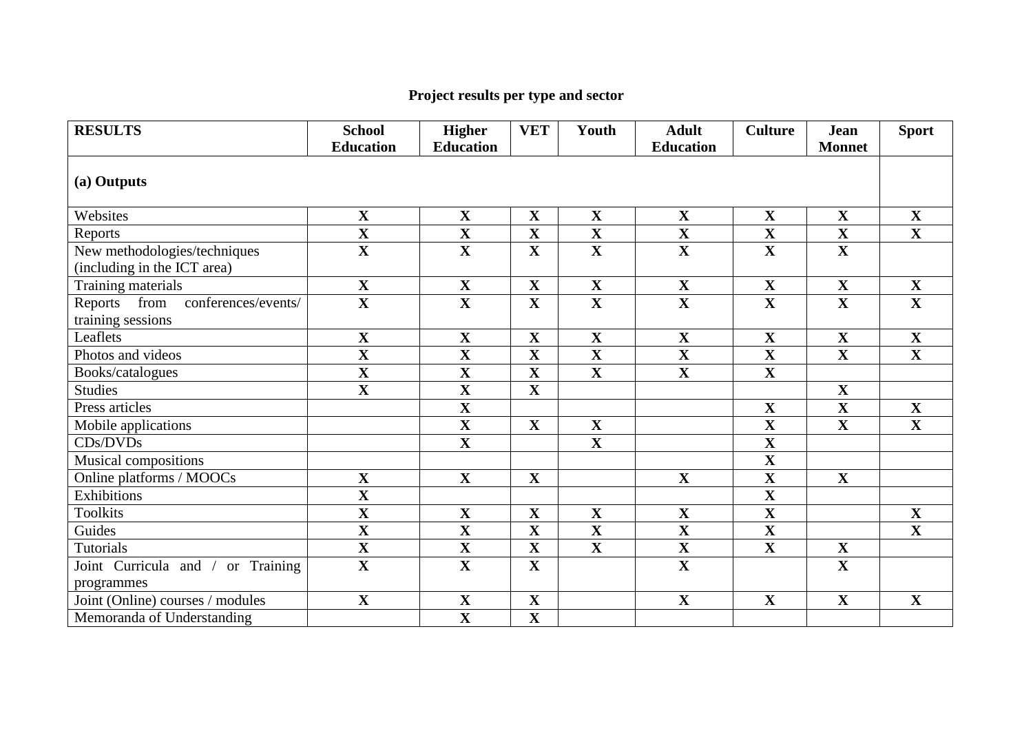**Project results per type and sector**

| RESULTS | School Education | Higher Education | VET | Youth | Adult Education | Culture | Jean Monnet | Sport |
|---|---|---|---|---|---|---|---|---|
| **(a) Outputs** | | | | | | | | |
| Websites | X | X | X | X | X | X | X | X |
| Reports | X | X | X | X | X | X | X | X |
| New methodologies/techniques (including in the ICT area) | X | X | X | X | X | X | X | |
| Training materials | X | X | X | X | X | X | X | X |
| Reports from conferences/events/ training sessions | X | X | X | X | X | X | X | X |
| Leaflets | X | X | X | X | X | X | X | X |
| Photos and videos | X | X | X | X | X | X | X | X |
| Books/catalogues | X | X | X | X | X | X | | |
| Studies | X | X | X | | | | X | |
| Press articles | | X | | | | X | X | X |
| Mobile applications | | X | X | X | | X | X | X |
| CDs/DVDs | | X | | X | | X | | |
| Musical compositions | | | | | | X | | |
| Online platforms / MOOCs | X | X | X | | X | X | X | |
| Exhibitions | X | | | | | X | | |
| Toolkits | X | X | X | X | X | X | | X |
| Guides | X | X | X | X | X | X | | X |
| Tutorials | X | X | X | X | X | X | X | |
| Joint Curricula and / or Training programmes | X | X | X | | X | | X | |
| Joint (Online) courses / modules | X | X | X | | X | X | X | X |
| Memoranda of Understanding | | X | X | | | | | |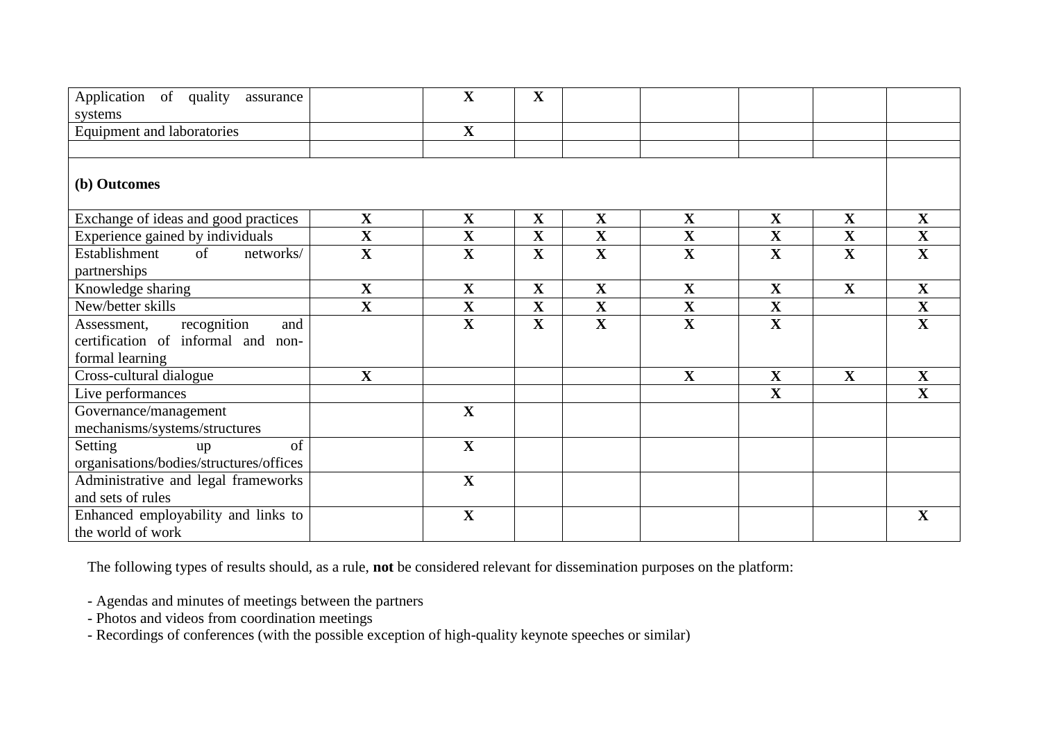| | | | | | | | | |
|---|---|---|---|---|---|---|---|---|
| Application of quality assurance systems | | **X** | **X** | | | | | |
| Equipment and laboratories | | **X** | | | | | | |
| | | | | | | | | |
| **(b) Outcomes** | | | | | | | | |
| Exchange of ideas and good practices | **X** | **X** | **X** | **X** | **X** | **X** | **X** | **X** |
| Experience gained by individuals | **X** | **X** | **X** | **X** | **X** | **X** | **X** | **X** |
| Establishment of networks/ partnerships | **X** | **X** | **X** | **X** | **X** | **X** | **X** | **X** |
| Knowledge sharing | **X** | **X** | **X** | **X** | **X** | **X** | **X** | **X** |
| New/better skills | **X** | **X** | **X** | **X** | **X** | **X** | | **X** |
| Assessment, recognition and certification of informal and non-formal learning | | **X** | **X** | **X** | **X** | **X** | | **X** |
| Cross-cultural dialogue | **X** | | | | **X** | **X** | **X** | **X** |
| Live performances | | | | | | **X** | | **X** |
| Governance/management mechanisms/systems/structures | | **X** | | | | | | |
| Setting up of organisations/bodies/structures/offices | | **X** | | | | | | |
| Administrative and legal frameworks and sets of rules | | **X** | | | | | | |
| Enhanced employability and links to the world of work | | **X** | | | | | | **X** |

The following types of results should, as a rule, **not** be considered relevant for dissemination purposes on the platform:

- Agendas and minutes of meetings between the partners
- Photos and videos from coordination meetings
- Recordings of conferences (with the possible exception of high-quality keynote speeches or similar)